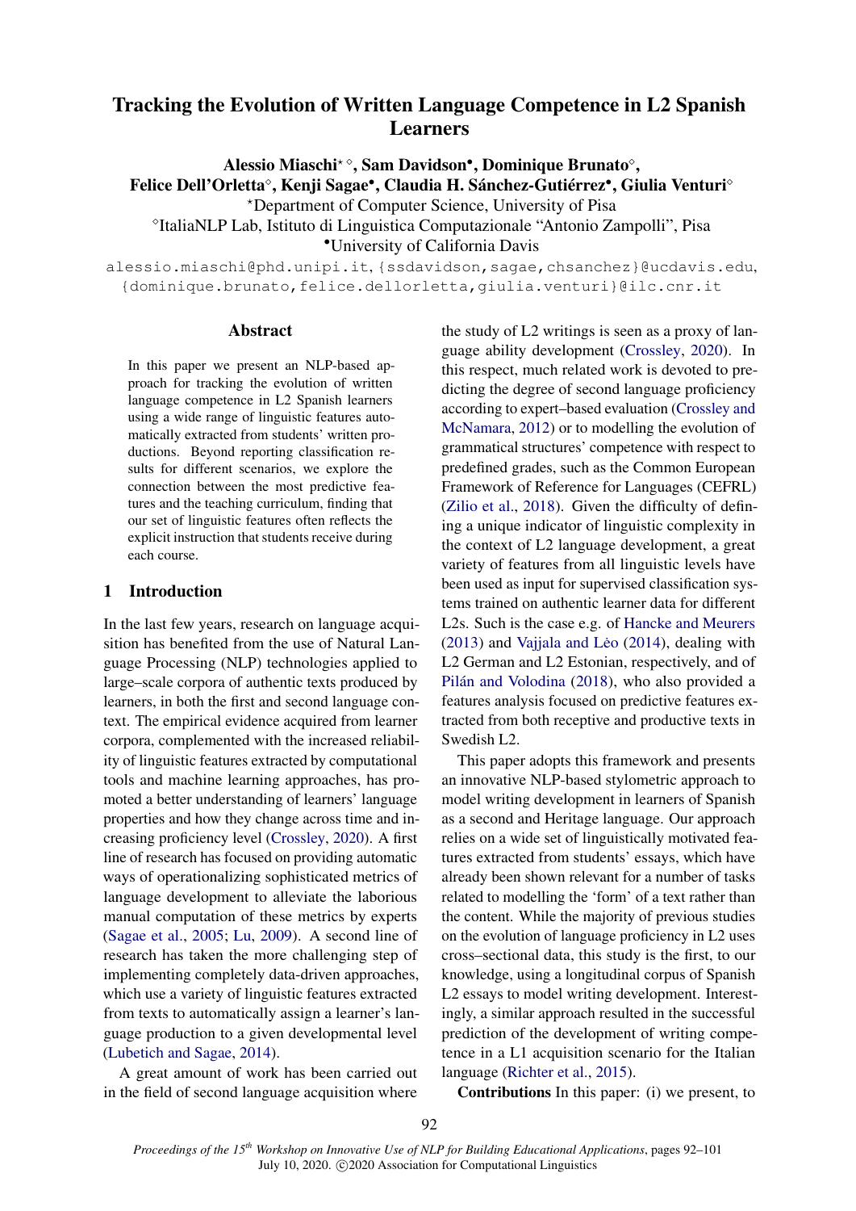# Tracking the Evolution of Written Language Competence in L2 Spanish Learners

**Alessio Miaschi[⋆,◇], Sam Davidson[•], Dominique Brunato[◇], Felice Dell'Orletta[◇], Kenji Sagae[•], Claudia H. Sánchez-Gutiérrez[•], Giulia Venturi[◇]**

[⋆]Department of Computer Science, University of Pisa

[◇]ItaliaNLP Lab, Istituto di Linguistica Computazionale "Antonio Zampolli", Pisa

[•]University of California Davis

alessio.miaschi@phd.unipi.it, {ssdavidson,sagae,chsanchez}@ucdavis.edu, {dominique.brunato,felice.dellorletta,giulia.venturi}@ilc.cnr.it

## Abstract

In this paper we present an NLP-based approach for tracking the evolution of written language competence in L2 Spanish learners using a wide range of linguistic features automatically extracted from students' written productions. Beyond reporting classification results for different scenarios, we explore the connection between the most predictive features and the teaching curriculum, finding that our set of linguistic features often reflects the explicit instruction that students receive during each course.

## 1 Introduction

In the last few years, research on language acquisition has benefited from the use of Natural Language Processing (NLP) technologies applied to large–scale corpora of authentic texts produced by learners, in both the first and second language context. The empirical evidence acquired from learner corpora, complemented with the increased reliability of linguistic features extracted by computational tools and machine learning approaches, has promoted a better understanding of learners' language properties and how they change across time and increasing proficiency level (Crossley, 2020). A first line of research has focused on providing automatic ways of operationalizing sophisticated metrics of language development to alleviate the laborious manual computation of these metrics by experts (Sagae et al., 2005; Lu, 2009). A second line of research has taken the more challenging step of implementing completely data-driven approaches, which use a variety of linguistic features extracted from texts to automatically assign a learner's language production to a given developmental level (Lubetich and Sagae, 2014).

A great amount of work has been carried out in the field of second language acquisition where the study of L2 writings is seen as a proxy of language ability development (Crossley, 2020). In this respect, much related work is devoted to predicting the degree of second language proficiency according to expert–based evaluation (Crossley and McNamara, 2012) or to modelling the evolution of grammatical structures' competence with respect to predefined grades, such as the Common European Framework of Reference for Languages (CEFRL) (Zilio et al., 2018). Given the difficulty of defining a unique indicator of linguistic complexity in the context of L2 language development, a great variety of features from all linguistic levels have been used as input for supervised classification systems trained on authentic learner data for different L2s. Such is the case e.g. of Hancke and Meurers (2013) and Vajjala and Lėo (2014), dealing with L2 German and L2 Estonian, respectively, and of Pilán and Volodina (2018), who also provided a features analysis focused on predictive features extracted from both receptive and productive texts in Swedish L2.

This paper adopts this framework and presents an innovative NLP-based stylometric approach to model writing development in learners of Spanish as a second and Heritage language. Our approach relies on a wide set of linguistically motivated features extracted from students' essays, which have already been shown relevant for a number of tasks related to modelling the 'form' of a text rather than the content. While the majority of previous studies on the evolution of language proficiency in L2 uses cross–sectional data, this study is the first, to our knowledge, using a longitudinal corpus of Spanish L2 essays to model writing development. Interestingly, a similar approach resulted in the successful prediction of the development of writing competence in a L1 acquisition scenario for the Italian language (Richter et al., 2015).

**Contributions** In this paper: (i) we present, to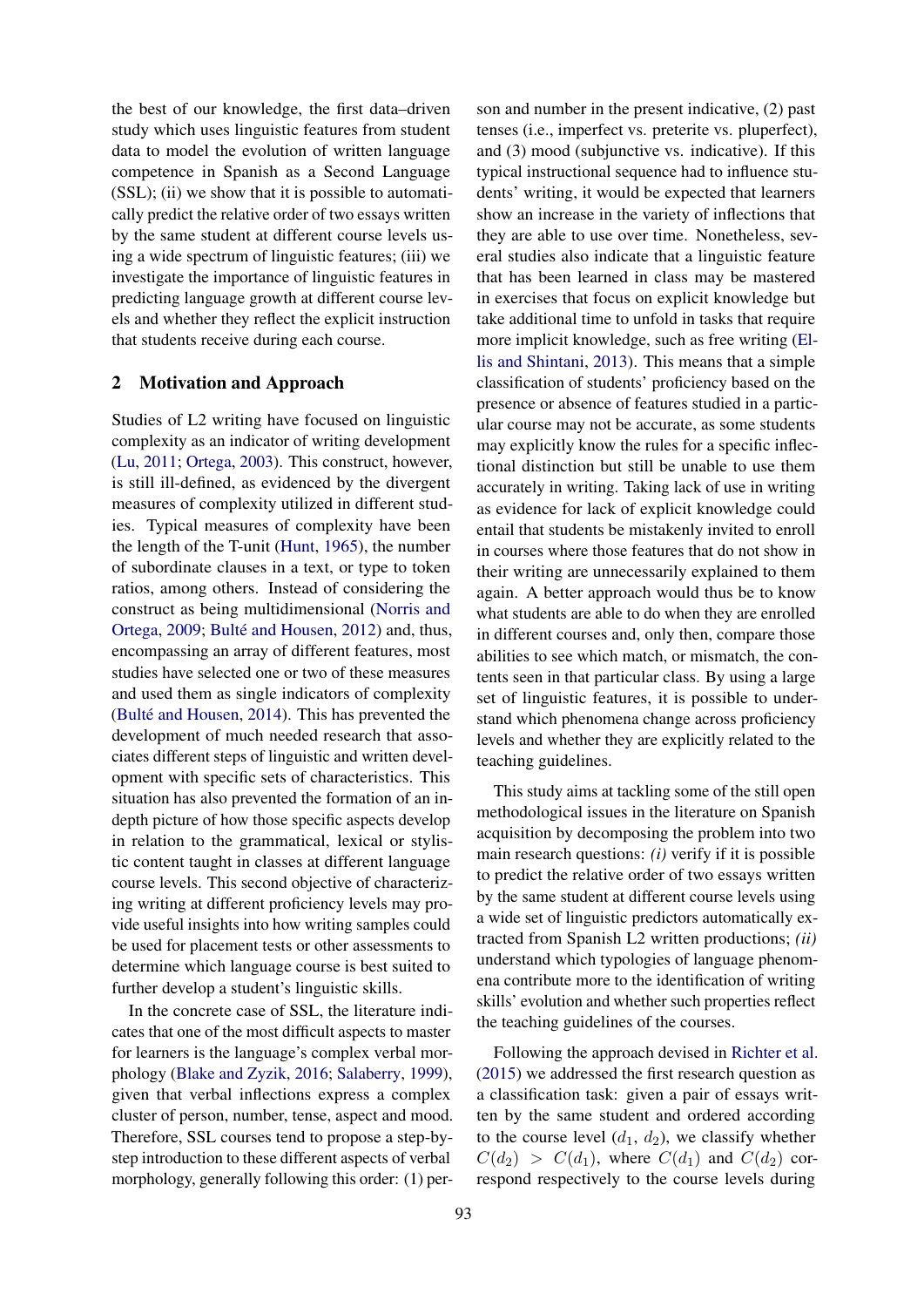the best of our knowledge, the first data–driven study which uses linguistic features from student data to model the evolution of written language competence in Spanish as a Second Language (SSL); (ii) we show that it is possible to automatically predict the relative order of two essays written by the same student at different course levels using a wide spectrum of linguistic features; (iii) we investigate the importance of linguistic features in predicting language growth at different course levels and whether they reflect the explicit instruction that students receive during each course.

## 2 Motivation and Approach

Studies of L2 writing have focused on linguistic complexity as an indicator of writing development (Lu, 2011; Ortega, 2003). This construct, however, is still ill-defined, as evidenced by the divergent measures of complexity utilized in different studies. Typical measures of complexity have been the length of the T-unit (Hunt, 1965), the number of subordinate clauses in a text, or type to token ratios, among others. Instead of considering the construct as being multidimensional (Norris and Ortega, 2009; Bulté and Housen, 2012) and, thus, encompassing an array of different features, most studies have selected one or two of these measures and used them as single indicators of complexity (Bulté and Housen, 2014). This has prevented the development of much needed research that associates different steps of linguistic and written development with specific sets of characteristics. This situation has also prevented the formation of an in-depth picture of how those specific aspects develop in relation to the grammatical, lexical or stylistic content taught in classes at different language course levels. This second objective of characterizing writing at different proficiency levels may provide useful insights into how writing samples could be used for placement tests or other assessments to determine which language course is best suited to further develop a student's linguistic skills.

In the concrete case of SSL, the literature indicates that one of the most difficult aspects to master for learners is the language's complex verbal morphology (Blake and Zyzik, 2016; Salaberry, 1999), given that verbal inflections express a complex cluster of person, number, tense, aspect and mood. Therefore, SSL courses tend to propose a step-by-step introduction to these different aspects of verbal morphology, generally following this order: (1) person and number in the present indicative, (2) past tenses (i.e., imperfect vs. preterite vs. pluperfect), and (3) mood (subjunctive vs. indicative). If this typical instructional sequence had to influence students' writing, it would be expected that learners show an increase in the variety of inflections that they are able to use over time. Nonetheless, several studies also indicate that a linguistic feature that has been learned in class may be mastered in exercises that focus on explicit knowledge but take additional time to unfold in tasks that require more implicit knowledge, such as free writing (Ellis and Shintani, 2013). This means that a simple classification of students' proficiency based on the presence or absence of features studied in a particular course may not be accurate, as some students may explicitly know the rules for a specific inflectional distinction but still be unable to use them accurately in writing. Taking lack of use in writing as evidence for lack of explicit knowledge could entail that students be mistakenly invited to enroll in courses where those features that do not show in their writing are unnecessarily explained to them again. A better approach would thus be to know what students are able to do when they are enrolled in different courses and, only then, compare those abilities to see which match, or mismatch, the contents seen in that particular class. By using a large set of linguistic features, it is possible to understand which phenomena change across proficiency levels and whether they are explicitly related to the teaching guidelines.

This study aims at tackling some of the still open methodological issues in the literature on Spanish acquisition by decomposing the problem into two main research questions: *(i)* verify if it is possible to predict the relative order of two essays written by the same student at different course levels using a wide set of linguistic predictors automatically extracted from Spanish L2 written productions; *(ii)* understand which typologies of language phenomena contribute more to the identification of writing skills' evolution and whether such properties reflect the teaching guidelines of the courses.

Following the approach devised in Richter et al. (2015) we addressed the first research question as a classification task: given a pair of essays written by the same student and ordered according to the course level ($d_1$, $d_2$), we classify whether $C(d_2) > C(d_1)$, where $C(d_1)$ and $C(d_2)$ correspond respectively to the course levels during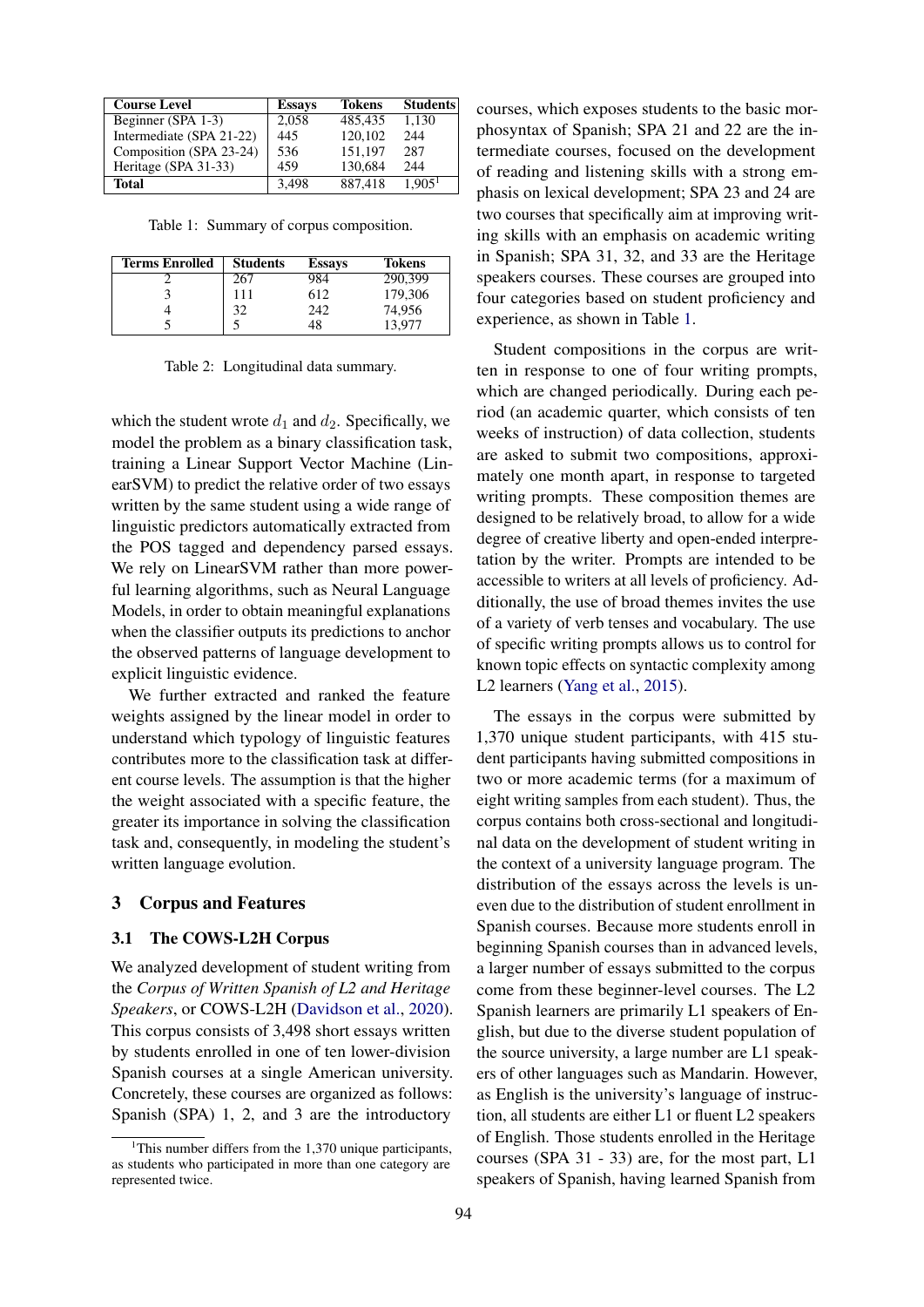| Course Level | Essays | Tokens | Students |
|---|---|---|---|
| Beginner (SPA 1-3) | 2,058 | 485,435 | 1,130 |
| Intermediate (SPA 21-22) | 445 | 120,102 | 244 |
| Composition (SPA 23-24) | 536 | 151,197 | 287 |
| Heritage (SPA 31-33) | 459 | 130,684 | 244 |
| **Total** | 3,498 | 887,418 | 1,905[1] |

Table 1: Summary of corpus composition.

| Terms Enrolled | Students | Essays | Tokens |
|---|---|---|---|
| 2 | 267 | 984 | 290,399 |
| 3 | 111 | 612 | 179,306 |
| 4 | 32 | 242 | 74,956 |
| 5 | 5 | 48 | 13,977 |

Table 2: Longitudinal data summary.

which the student wrote $d_1$ and $d_2$. Specifically, we model the problem as a binary classification task, training a Linear Support Vector Machine (LinearSVM) to predict the relative order of two essays written by the same student using a wide range of linguistic predictors automatically extracted from the POS tagged and dependency parsed essays. We rely on LinearSVM rather than more powerful learning algorithms, such as Neural Language Models, in order to obtain meaningful explanations when the classifier outputs its predictions to anchor the observed patterns of language development to explicit linguistic evidence.

We further extracted and ranked the feature weights assigned by the linear model in order to understand which typology of linguistic features contributes more to the classification task at different course levels. The assumption is that the higher the weight associated with a specific feature, the greater its importance in solving the classification task and, consequently, in modeling the student's written language evolution.

## 3 Corpus and Features

### 3.1 The COWS-L2H Corpus

We analyzed development of student writing from the *Corpus of Written Spanish of L2 and Heritage Speakers*, or COWS-L2H (Davidson et al., 2020). This corpus consists of 3,498 short essays written by students enrolled in one of ten lower-division Spanish courses at a single American university. Concretely, these courses are organized as follows: Spanish (SPA) 1, 2, and 3 are the introductory courses, which exposes students to the basic morphosyntax of Spanish; SPA 21 and 22 are the intermediate courses, focused on the development of reading and listening skills with a strong emphasis on lexical development; SPA 23 and 24 are two courses that specifically aim at improving writing skills with an emphasis on academic writing in Spanish; SPA 31, 32, and 33 are the Heritage speakers courses. These courses are grouped into four categories based on student proficiency and experience, as shown in Table 1.

Student compositions in the corpus are written in response to one of four writing prompts, which are changed periodically. During each period (an academic quarter, which consists of ten weeks of instruction) of data collection, students are asked to submit two compositions, approximately one month apart, in response to targeted writing prompts. These composition themes are designed to be relatively broad, to allow for a wide degree of creative liberty and open-ended interpretation by the writer. Prompts are intended to be accessible to writers at all levels of proficiency. Additionally, the use of broad themes invites the use of a variety of verb tenses and vocabulary. The use of specific writing prompts allows us to control for known topic effects on syntactic complexity among L2 learners (Yang et al., 2015).

The essays in the corpus were submitted by 1,370 unique student participants, with 415 student participants having submitted compositions in two or more academic terms (for a maximum of eight writing samples from each student). Thus, the corpus contains both cross-sectional and longitudinal data on the development of student writing in the context of a university language program. The distribution of the essays across the levels is uneven due to the distribution of student enrollment in Spanish courses. Because more students enroll in beginning Spanish courses than in advanced levels, a larger number of essays submitted to the corpus come from these beginner-level courses. The L2 Spanish learners are primarily L1 speakers of English, but due to the diverse student population of the source university, a large number are L1 speakers of other languages such as Mandarin. However, as English is the university's language of instruction, all students are either L1 or fluent L2 speakers of English. Those students enrolled in the Heritage courses (SPA 31 - 33) are, for the most part, L1 speakers of Spanish, having learned Spanish from

[1] This number differs from the 1,370 unique participants, as students who participated in more than one category are represented twice.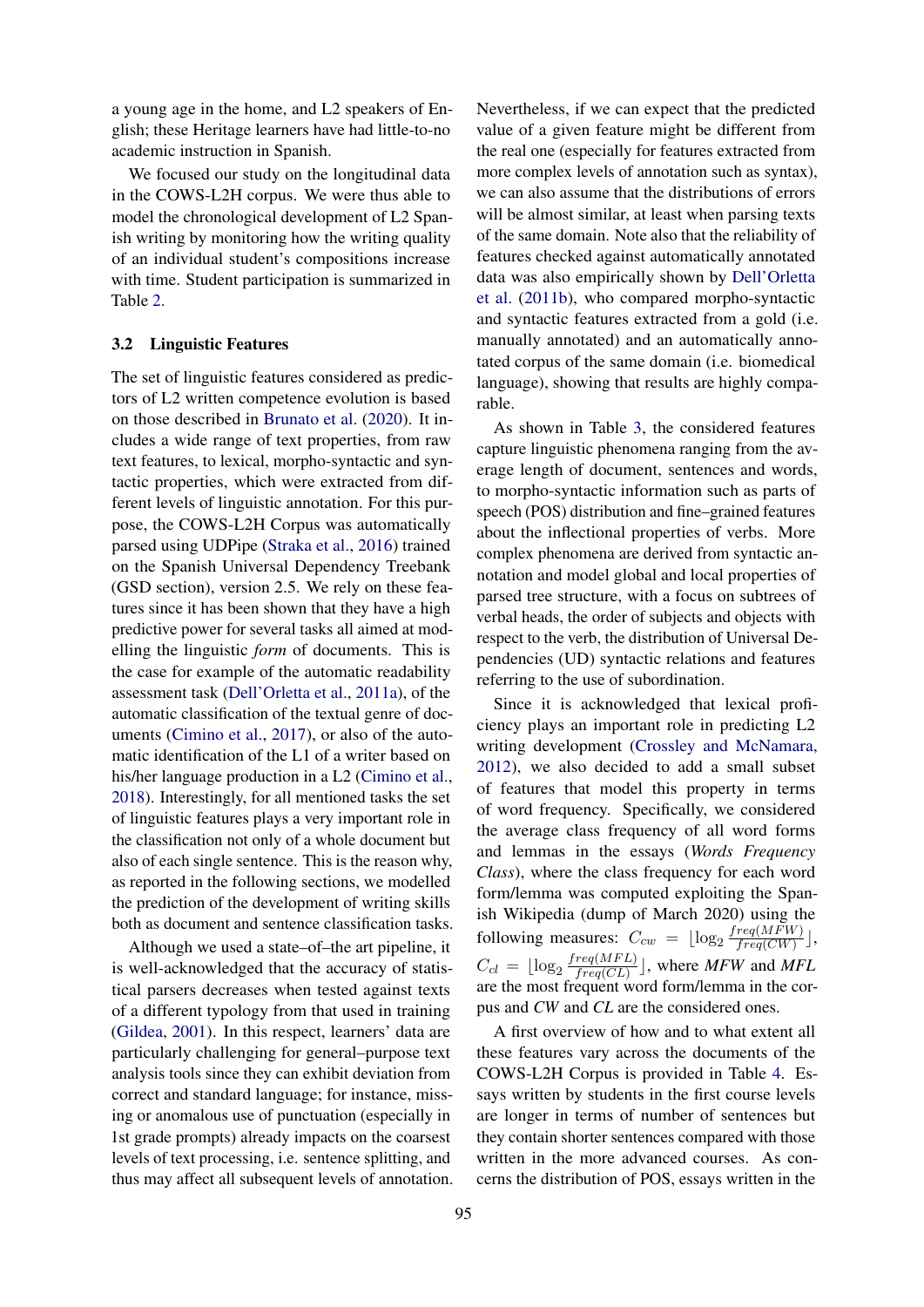a young age in the home, and L2 speakers of English; these Heritage learners have had little-to-no academic instruction in Spanish.

We focused our study on the longitudinal data in the COWS-L2H corpus. We were thus able to model the chronological development of L2 Spanish writing by monitoring how the writing quality of an individual student's compositions increase with time. Student participation is summarized in Table 2.

### 3.2 Linguistic Features

The set of linguistic features considered as predictors of L2 written competence evolution is based on those described in Brunato et al. (2020). It includes a wide range of text properties, from raw text features, to lexical, morpho-syntactic and syntactic properties, which were extracted from different levels of linguistic annotation. For this purpose, the COWS-L2H Corpus was automatically parsed using UDPipe (Straka et al., 2016) trained on the Spanish Universal Dependency Treebank (GSD section), version 2.5. We rely on these features since it has been shown that they have a high predictive power for several tasks all aimed at modelling the linguistic *form* of documents. This is the case for example of the automatic readability assessment task (Dell'Orletta et al., 2011a), of the automatic classification of the textual genre of documents (Cimino et al., 2017), or also of the automatic identification of the L1 of a writer based on his/her language production in a L2 (Cimino et al., 2018). Interestingly, for all mentioned tasks the set of linguistic features plays a very important role in the classification not only of a whole document but also of each single sentence. This is the reason why, as reported in the following sections, we modelled the prediction of the development of writing skills both as document and sentence classification tasks.

Although we used a state–of–the art pipeline, it is well-acknowledged that the accuracy of statistical parsers decreases when tested against texts of a different typology from that used in training (Gildea, 2001). In this respect, learners' data are particularly challenging for general–purpose text analysis tools since they can exhibit deviation from correct and standard language; for instance, missing or anomalous use of punctuation (especially in 1st grade prompts) already impacts on the coarsest levels of text processing, i.e. sentence splitting, and thus may affect all subsequent levels of annotation. Nevertheless, if we can expect that the predicted value of a given feature might be different from the real one (especially for features extracted from more complex levels of annotation such as syntax), we can also assume that the distributions of errors will be almost similar, at least when parsing texts of the same domain. Note also that the reliability of features checked against automatically annotated data was also empirically shown by Dell'Orletta et al. (2011b), who compared morpho-syntactic and syntactic features extracted from a gold (i.e. manually annotated) and an automatically annotated corpus of the same domain (i.e. biomedical language), showing that results are highly comparable.

As shown in Table 3, the considered features capture linguistic phenomena ranging from the average length of document, sentences and words, to morpho-syntactic information such as parts of speech (POS) distribution and fine–grained features about the inflectional properties of verbs. More complex phenomena are derived from syntactic annotation and model global and local properties of parsed tree structure, with a focus on subtrees of verbal heads, the order of subjects and objects with respect to the verb, the distribution of Universal Dependencies (UD) syntactic relations and features referring to the use of subordination.

Since it is acknowledged that lexical proficiency plays an important role in predicting L2 writing development (Crossley and McNamara, 2012), we also decided to add a small subset of features that model this property in terms of word frequency. Specifically, we considered the average class frequency of all word forms and lemmas in the essays (*Words Frequency Class*), where the class frequency for each word form/lemma was computed exploiting the Spanish Wikipedia (dump of March 2020) using the following measures: $C_{cw} = \lfloor \log_2 \frac{freq(MFW)}{freq(CW)} \rfloor$, $C_{cl} = \lfloor \log_2 \frac{freq(MFL)}{freq(CL)} \rfloor$, where *MFW* and *MFL* are the most frequent word form/lemma in the corpus and *CW* and *CL* are the considered ones.

A first overview of how and to what extent all these features vary across the documents of the COWS-L2H Corpus is provided in Table 4. Essays written by students in the first course levels are longer in terms of number of sentences but they contain shorter sentences compared with those written in the more advanced courses. As concerns the distribution of POS, essays written in the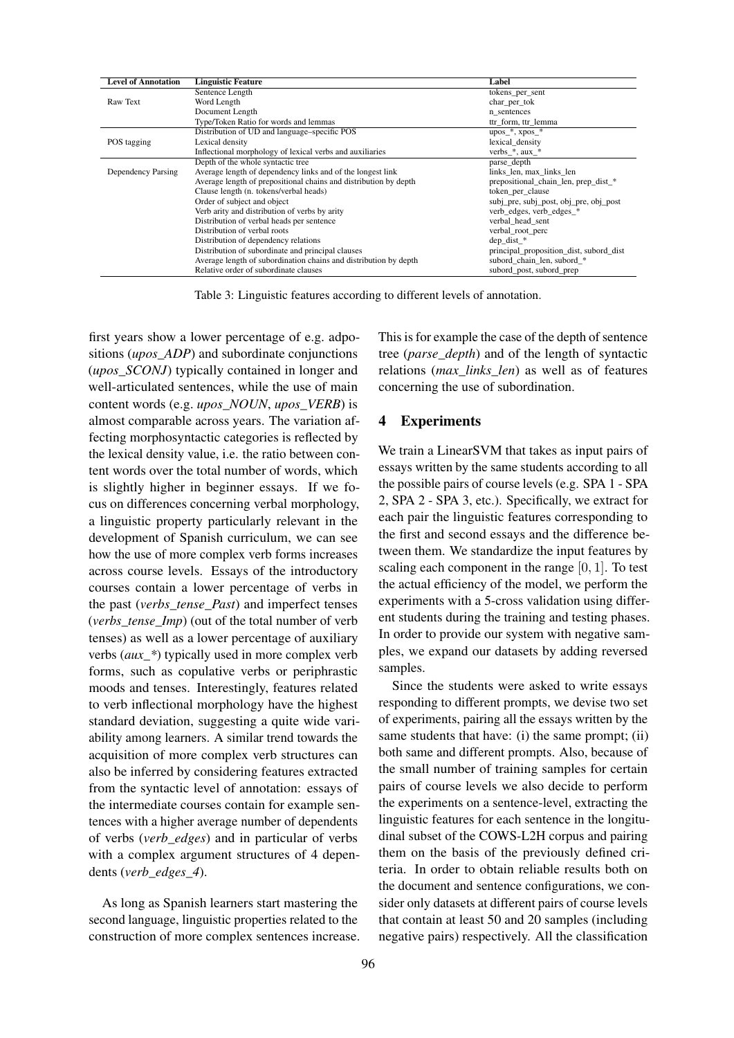| Level of Annotation | Linguistic Feature | Label |
|---|---|---|
| Raw Text | Sentence Length | tokens_per_sent |
| | Word Length | char_per_tok |
| | Document Length | n_sentences |
| | Type/Token Ratio for words and lemmas | ttr_form, ttr_lemma |
| POS tagging | Distribution of UD and language–specific POS | upos_*, xpos_* |
| | Lexical density | lexical_density |
| | Inflectional morphology of lexical verbs and auxiliaries | verbs_*, aux_* |
| Dependency Parsing | Depth of the whole syntactic tree | parse_depth |
| | Average length of dependency links and of the longest link | links_len, max_links_len |
| | Average length of prepositional chains and distribution by depth | prepositional_chain_len, prep_dist_* |
| | Clause length (n. tokens/verbal heads) | token_per_clause |
| | Order of subject and object | subj_pre, subj_post, obj_pre, obj_post |
| | Verb arity and distribution of verbs by arity | verb_edges, verb_edges_* |
| | Distribution of verbal heads per sentence | verbal_head_sent |
| | Distribution of verbal roots | verbal_root_perc |
| | Distribution of dependency relations | dep_dist_* |
| | Distribution of subordinate and principal clauses | principal_proposition_dist, subord_dist |
| | Average length of subordination chains and distribution by depth | subord_chain_len, subord_* |
| | Relative order of subordinate clauses | subord_post, subord_prep |

Table 3: Linguistic features according to different levels of annotation.

first years show a lower percentage of e.g. adpositions (*upos_ADP*) and subordinate conjunctions (*upos_SCONJ*) typically contained in longer and well-articulated sentences, while the use of main content words (e.g. *upos_NOUN*, *upos_VERB*) is almost comparable across years. The variation affecting morphosyntactic categories is reflected by the lexical density value, i.e. the ratio between content words over the total number of words, which is slightly higher in beginner essays. If we focus on differences concerning verbal morphology, a linguistic property particularly relevant in the development of Spanish curriculum, we can see how the use of more complex verb forms increases across course levels. Essays of the introductory courses contain a lower percentage of verbs in the past (*verbs_tense_Past*) and imperfect tenses (*verbs_tense_Imp*) (out of the total number of verb tenses) as well as a lower percentage of auxiliary verbs (*aux_**) typically used in more complex verb forms, such as copulative verbs or periphrastic moods and tenses. Interestingly, features related to verb inflectional morphology have the highest standard deviation, suggesting a quite wide variability among learners. A similar trend towards the acquisition of more complex verb structures can also be inferred by considering features extracted from the syntactic level of annotation: essays of the intermediate courses contain for example sentences with a higher average number of dependents of verbs (*verb_edges*) and in particular of verbs with a complex argument structures of 4 dependents (*verb_edges_4*).

As long as Spanish learners start mastering the second language, linguistic properties related to the construction of more complex sentences increase. This is for example the case of the depth of sentence tree (*parse_depth*) and of the length of syntactic relations (*max_links_len*) as well as of features concerning the use of subordination.

## 4 Experiments

We train a LinearSVM that takes as input pairs of essays written by the same students according to all the possible pairs of course levels (e.g. SPA 1 - SPA 2, SPA 2 - SPA 3, etc.). Specifically, we extract for each pair the linguistic features corresponding to the first and second essays and the difference between them. We standardize the input features by scaling each component in the range $[0, 1]$. To test the actual efficiency of the model, we perform the experiments with a 5-cross validation using different students during the training and testing phases. In order to provide our system with negative samples, we expand our datasets by adding reversed samples.

Since the students were asked to write essays responding to different prompts, we devise two set of experiments, pairing all the essays written by the same students that have: (i) the same prompt; (ii) both same and different prompts. Also, because of the small number of training samples for certain pairs of course levels we also decide to perform the experiments on a sentence-level, extracting the linguistic features for each sentence in the longitudinal subset of the COWS-L2H corpus and pairing them on the basis of the previously defined criteria. In order to obtain reliable results both on the document and sentence configurations, we consider only datasets at different pairs of course levels that contain at least 50 and 20 samples (including negative pairs) respectively. All the classification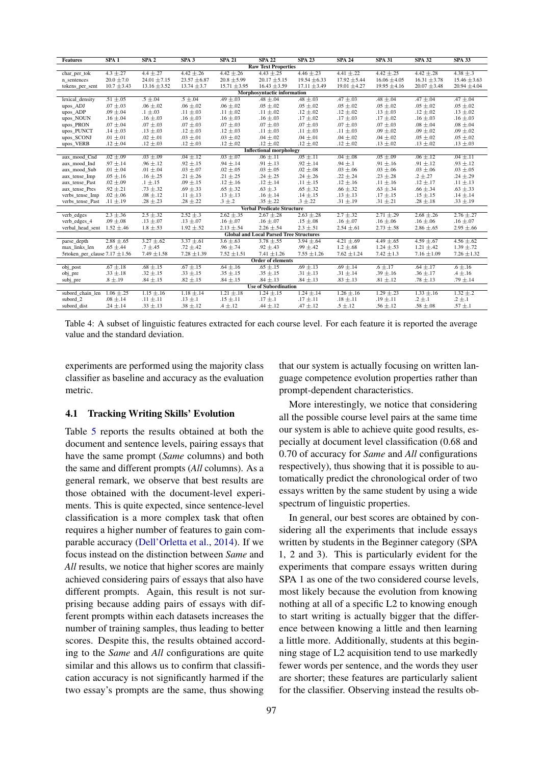| Features | SPA 1 | SPA 2 | SPA 3 | SPA 21 | SPA 22 | SPA 23 | SPA 24 | SPA 31 | SPA 32 | SPA 33 |
|---|---|---|---|---|---|---|---|---|---|---|
| **Raw Text Properties** | | | | | | | | | | |
| char_per_tok | 4.3 ±.27 | 4.4 ±.27 | 4.42 ±.26 | 4.42 ±.26 | 4.43 ±.25 | 4.46 ±.23 | 4.41 ±.22 | 4.42 ±.25 | 4.42 ±.28 | 4.38 ±.3 |
| n_sentences | 20.0 ±7.0 | 24.01 ±7.15 | 23.57 ±6.87 | 20.8 ±5.99 | 20.17 ±5.15 | 19.54 ±6.33 | 17.92 ±5.44 | 16.06 ±4.05 | 16.31 ±3.78 | 15.46 ±3.63 |
| tokens_per_sent | 10.7 ±3.43 | 13.16 ±3.52 | 13.74 ±3.7 | 15.71 ±3.95 | 16.43 ±3.59 | 17.11 ±3.49 | 19.01 ±4.27 | 19.95 ±4.16 | 20.07 ±3.48 | 20.94 ±4.04 |
| **Morphosyntactic information** | | | | | | | | | | |
| lexical_density | .51 ±.05 | .5 ±.04 | .5 ±.04 | .49 ±.03 | .48 ±.04 | .48 ±.03 | .47 ±.03 | .48 ±.04 | .47 ±.04 | .47 ±.04 |
| upos_ADJ | .07 ±.03 | .06 ±.02 | .06 ±.02 | .06 ±.02 | .05 ±.02 | .05 ±.02 | .05 ±.02 | .05 ±.02 | .05 ±.02 | .05 ±.02 |
| upos_ADP | .09 ±.04 | .1 ±.03 | .11 ±.03 | .11 ±.02 | .11 ±.02 | .12 ±.02 | .12 ±.02 | .13 ±.03 | .12 ±.02 | .13 ±.02 |
| upos_NOUN | .16 ±.04 | .16 ±.03 | .16 ±.03 | .16 ±.03 | .16 ±.03 | .17 ±.02 | .17 ±.03 | .17 ±.02 | .16 ±.03 | .16 ±.03 |
| upos_PRON | .07 ±.04 | .07 ±.03 | .07 ±.03 | .07 ±.03 | .07 ±.03 | .07 ±.03 | .07 ±.03 | .07 ±.03 | .08 ±.04 | .08 ±.04 |
| upos_PUNCT | .14 ±.03 | .13 ±.03 | .12 ±.03 | .12 ±.03 | .11 ±.03 | .11 ±.03 | .11 ±.03 | .09 ±.02 | .09 ±.02 | .09 ±.02 |
| upos_SCONJ | .01 ±.01 | .02 ±.01 | .03 ±.01 | .03 ±.02 | .04 ±.02 | .04 ±.01 | .04 ±.02 | .04 ±.02 | .05 ±.02 | .05 ±.02 |
| upos_VERB | .12 ±.04 | .12 ±.03 | .12 ±.03 | .12 ±.02 | .12 ±.02 | .12 ±.02 | .12 ±.02 | .13 ±.02 | .13 ±.02 | .13 ±.03 |
| **Inflectional morphology** | | | | | | | | | | |
| aux_mood_Cnd | .02 ±.09 | .03 ±.09 | .04 ±.12 | .03 ±.07 | .06 ±.11 | .05 ±.11 | .04 ±.08 | .05 ±.09 | .06 ±.12 | .04 ±.11 |
| aux_mood_Ind | .97 ±.14 | .96 ±.12 | .92 ±.15 | .94 ±.14 | .91 ±.13 | .92 ±.14 | .94 ±.1 | .91 ±.16 | .91 ±.12 | .93 ±.12 |
| aux_mood_Sub | .01 ±.04 | .01 ±.04 | .03 ±.07 | .02 ±.05 | .03 ±.05 | .02 ±.08 | .03 ±.06 | .03 ±.06 | .03 ±.06 | .03 ±.05 |
| aux_tense_Imp | .05 ±.16 | .16 ±.25 | .21 ±.26 | .21 ±.25 | .24 ±.25 | .24 ±.26 | .22 ±.24 | .23 ±.28 | .2 ±.27 | .24 ±.29 |
| aux_tense_Past | .02 ±.09 | .1 ±.15 | .09 ±.15 | .12 ±.16 | .12 ±.14 | .11 ±.15 | .12 ±.16 | .11 ±.16 | .12 ±.17 | .11 ±.13 |
| aux_tense_Pres | .92 ±.21 | .73 ±.32 | .69 ±.33 | .65 ±.32 | .63 ±.3 | .65 ±.32 | .66 ±.32 | .63 ±.34 | .66 ±.34 | .63 ±.33 |
| verbs_tense_Imp | .02 ±.06 | .08 ±.12 | .11 ±.13 | .13 ±.13 | .16 ±.14 | .14 ±.15 | .13 ±.13 | .17 ±.15 | .15 ±.15 | .14 ±.14 |
| verbs_tense_Past | .11 ±.19 | .28 ±.23 | .28 ±.22 | .3 ±.2 | .35 ±.22 | .3 ±.22 | .31 ±.19 | .31 ±.21 | .28 ±.18 | .33 ±.19 |
| **Verbal Predicate Structure** | | | | | | | | | | |
| verb_edges | 2.3 ±.36 | 2.5 ±.32 | 2.52 ±.3 | 2.62 ±.35 | 2.67 ±.28 | 2.63 ±.28 | 2.7 ±.32 | 2.71 ±.29 | 2.68 ±.26 | 2.76 ±.27 |
| verb_edges_4 | .09 ±.08 | .13 ±.07 | .13 ±.07 | .16 ±.07 | .16 ±.07 | .15 ±.08 | .16 ±.07 | .16 ±.06 | .16 ±.06 | .16 ±.07 |
| verbal_head_sent | 1.52 ±.46 | 1.8 ±.53 | 1.92 ±.52 | 2.13 ±.54 | 2.26 ±.54 | 2.3 ±.51 | 2.54 ±.61 | 2.73 ±.58 | 2.86 ±.65 | 2.95 ±.66 |
| **Global and Local Parsed Tree Structures** | | | | | | | | | | |
| parse_depth | 2.88 ±.65 | 3.27 ±.62 | 3.37 ±.61 | 3.6 ±.63 | 3.78 ±.55 | 3.94 ±.64 | 4.21 ±.69 | 4.49 ±.65 | 4.59 ±.67 | 4.56 ±.62 |
| max_links_len | .65 ±.44 | .7 ±.45 | .72 ±.42 | .96 ±.74 | .92 ±.43 | .99 ±.42 | 1.2 ±.68 | 1.24 ±.53 | 1.21 ±.42 | 1.39 ±.72 |
| 5rtoken_per_clause | 7.17 ±1.56 | 7.49 ±1.58 | 7.28 ±1.39 | 7.52 ±1.51 | 7.41 ±1.26 | 7.55 ±1.26 | 7.62 ±1.24 | 7.42 ±1.3 | 7.16 ±1.09 | 7.26 ±1.32 |
| **Order of elements** | | | | | | | | | | |
| obj_post | .67 ±.18 | .68 ±.15 | .67 ±.15 | .64 ±.16 | .65 ±.15 | .69 ±.13 | .69 ±.14 | .6 ±.17 | .64 ±.17 | .6 ±.16 |
| obj_pre | .33 ±.18 | .32 ±.15 | .33 ±.15 | .35 ±.15 | .35 ±.15 | .31 ±.13 | .31 ±.14 | .39 ±.16 | .36 ±.17 | .4 ±.16 |
| subj_pre | .8 ±.19 | .84 ±.15 | .82 ±.15 | .84 ±.15 | .84 ±.13 | .84 ±.13 | .83 ±.13 | .81 ±.12 | .78 ±.13 | .79 ±.14 |
| **Use of Subordination** | | | | | | | | | | |
| subord_chain_len | 1.06 ±.25 | 1.15 ±.16 | 1.18 ±.14 | 1.21 ±.18 | 1.24 ±.15 | 1.24 ±.14 | 1.26 ±.16 | 1.29 ±.23 | 1.33 ±.16 | 1.32 ±.2 |
| subord_2 | .08 ±.14 | .11 ±.11 | .13 ±.1 | .15 ±.11 | .17 ±.1 | .17 ±.11 | .18 ±.11 | .19 ±.11 | .2 ±.1 | .2 ±.1 |
| subord_dist | .24 ±.14 | .33 ±.13 | .38 ±.12 | .4 ±.12 | .44 ±.12 | .47 ±.12 | .5 ±.12 | .56 ±.12 | .58 ±.08 | .57 ±.1 |

Table 4: A subset of linguistic features extracted for each course level. For each feature it is reported the average value and the standard deviation.

experiments are performed using the majority class classifier as baseline and accuracy as the evaluation metric.

### 4.1 Tracking Writing Skills' Evolution

Table 5 reports the results obtained at both the document and sentence levels, pairing essays that have the same prompt (*Same* columns) and both the same and different prompts (*All* columns). As a general remark, we observe that best results are those obtained with the document-level experiments. This is quite expected, since sentence-level classification is a more complex task that often requires a higher number of features to gain comparable accuracy (Dell'Orletta et al., 2014). If we focus instead on the distinction between *Same* and *All* results, we notice that higher scores are mainly achieved considering pairs of essays that also have different prompts. Again, this result is not surprising because adding pairs of essays with different prompts within each datasets increases the number of training samples, thus leading to better scores. Despite this, the results obtained according to the *Same* and *All* configurations are quite similar and this allows us to confirm that classification accuracy is not significantly harmed if the two essay's prompts are the same, thus showing that our system is actually focusing on written language competence evolution properties rather than prompt-dependent characteristics.

More interestingly, we notice that considering all the possible course level pairs at the same time our system is able to achieve quite good results, especially at document level classification (0.68 and 0.70 of accuracy for *Same* and *All* configurations respectively), thus showing that it is possible to automatically predict the chronological order of two essays written by the same student by using a wide spectrum of linguistic properties.

In general, our best scores are obtained by considering all the experiments that include essays written by students in the Beginner category (SPA 1, 2 and 3). This is particularly evident for the experiments that compare essays written during SPA 1 as one of the two considered course levels, most likely because the evolution from knowing nothing at all of a specific L2 to knowing enough to start writing is actually bigger that the difference between knowing a little and then learning a little more. Additionally, students at this beginning stage of L2 acquisition tend to use markedly fewer words per sentence, and the words they user are shorter; these features are particularly salient for the classifier. Observing instead the results ob-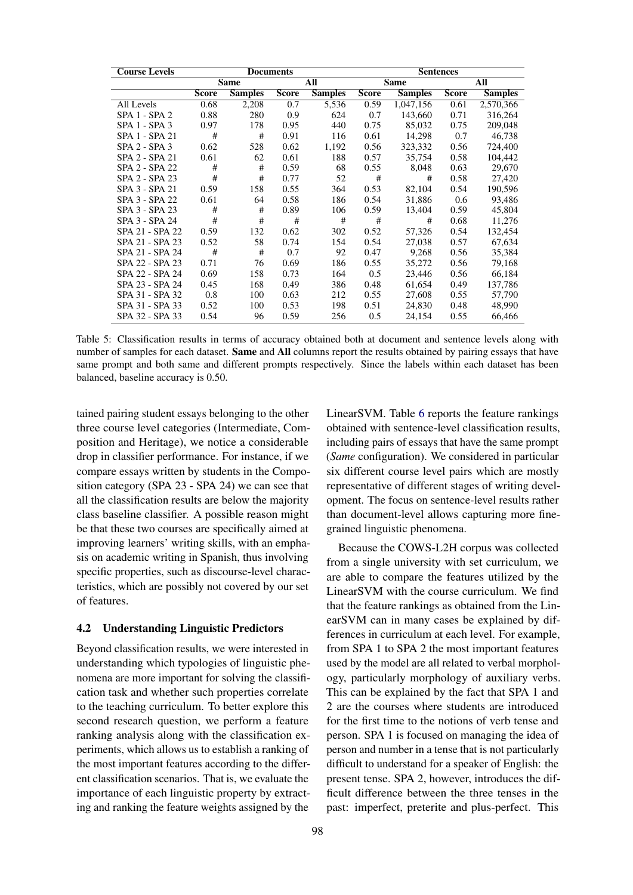| Course Levels | Documents | | | | Sentences | | | |
|---|---|---|---|---|---|---|---|---|
| | Same | | All | | Same | | All | |
| | Score | Samples | Score | Samples | Score | Samples | Score | Samples |
| All Levels | 0.68 | 2,208 | 0.7 | 5,536 | 0.59 | 1,047,156 | 0.61 | 2,570,366 |
| SPA 1 - SPA 2 | 0.88 | 280 | 0.9 | 624 | 0.7 | 143,660 | 0.71 | 316,264 |
| SPA 1 - SPA 3 | 0.97 | 178 | 0.95 | 440 | 0.75 | 85,032 | 0.75 | 209,048 |
| SPA 1 - SPA 21 | # | # | 0.91 | 116 | 0.61 | 14,298 | 0.7 | 46,738 |
| SPA 2 - SPA 3 | 0.62 | 528 | 0.62 | 1,192 | 0.56 | 323,332 | 0.56 | 724,400 |
| SPA 2 - SPA 21 | 0.61 | 62 | 0.61 | 188 | 0.57 | 35,754 | 0.58 | 104,442 |
| SPA 2 - SPA 22 | # | # | 0.59 | 68 | 0.55 | 8,048 | 0.63 | 29,670 |
| SPA 2 - SPA 23 | # | # | 0.77 | 52 | # | # | 0.58 | 27,420 |
| SPA 3 - SPA 21 | 0.59 | 158 | 0.55 | 364 | 0.53 | 82,104 | 0.54 | 190,596 |
| SPA 3 - SPA 22 | 0.61 | 64 | 0.58 | 186 | 0.54 | 31,886 | 0.6 | 93,486 |
| SPA 3 - SPA 23 | # | # | 0.89 | 106 | 0.59 | 13,404 | 0.59 | 45,804 |
| SPA 3 - SPA 24 | # | # | # | # | # | # | 0.68 | 11,276 |
| SPA 21 - SPA 22 | 0.59 | 132 | 0.62 | 302 | 0.52 | 57,326 | 0.54 | 132,454 |
| SPA 21 - SPA 23 | 0.52 | 58 | 0.74 | 154 | 0.54 | 27,038 | 0.57 | 67,634 |
| SPA 21 - SPA 24 | # | # | 0.7 | 92 | 0.47 | 9,268 | 0.56 | 35,384 |
| SPA 22 - SPA 23 | 0.71 | 76 | 0.69 | 186 | 0.55 | 35,272 | 0.56 | 79,168 |
| SPA 22 - SPA 24 | 0.69 | 158 | 0.73 | 164 | 0.5 | 23,446 | 0.56 | 66,184 |
| SPA 23 - SPA 24 | 0.45 | 168 | 0.49 | 386 | 0.48 | 61,654 | 0.49 | 137,786 |
| SPA 31 - SPA 32 | 0.8 | 100 | 0.63 | 212 | 0.55 | 27,608 | 0.55 | 57,790 |
| SPA 31 - SPA 33 | 0.52 | 100 | 0.53 | 198 | 0.51 | 24,830 | 0.48 | 48,990 |
| SPA 32 - SPA 33 | 0.54 | 96 | 0.59 | 256 | 0.5 | 24,154 | 0.55 | 66,466 |

Table 5: Classification results in terms of accuracy obtained both at document and sentence levels along with number of samples for each dataset. **Same** and **All** columns report the results obtained by pairing essays that have same prompt and both same and different prompts respectively. Since the labels within each dataset has been balanced, baseline accuracy is 0.50.

tained pairing student essays belonging to the other three course level categories (Intermediate, Composition and Heritage), we notice a considerable drop in classifier performance. For instance, if we compare essays written by students in the Composition category (SPA 23 - SPA 24) we can see that all the classification results are below the majority class baseline classifier. A possible reason might be that these two courses are specifically aimed at improving learners' writing skills, with an emphasis on academic writing in Spanish, thus involving specific properties, such as discourse-level characteristics, which are possibly not covered by our set of features.

### 4.2 Understanding Linguistic Predictors

Beyond classification results, we were interested in understanding which typologies of linguistic phenomena are more important for solving the classification task and whether such properties correlate to the teaching curriculum. To better explore this second research question, we perform a feature ranking analysis along with the classification experiments, which allows us to establish a ranking of the most important features according to the different classification scenarios. That is, we evaluate the importance of each linguistic property by extracting and ranking the feature weights assigned by the LinearSVM. Table 6 reports the feature rankings obtained with sentence-level classification results, including pairs of essays that have the same prompt (*Same* configuration). We considered in particular six different course level pairs which are mostly representative of different stages of writing development. The focus on sentence-level results rather than document-level allows capturing more fine-grained linguistic phenomena.

Because the COWS-L2H corpus was collected from a single university with set curriculum, we are able to compare the features utilized by the LinearSVM with the course curriculum. We find that the feature rankings as obtained from the LinearSVM can in many cases be explained by differences in curriculum at each level. For example, from SPA 1 to SPA 2 the most important features used by the model are all related to verbal morphology, particularly morphology of auxiliary verbs. This can be explained by the fact that SPA 1 and 2 are the courses where students are introduced for the first time to the notions of verb tense and person. SPA 1 is focused on managing the idea of person and number in a tense that is not particularly difficult to understand for a speaker of English: the present tense. SPA 2, however, introduces the difficult difference between the three tenses in the past: imperfect, preterite and plus-perfect. This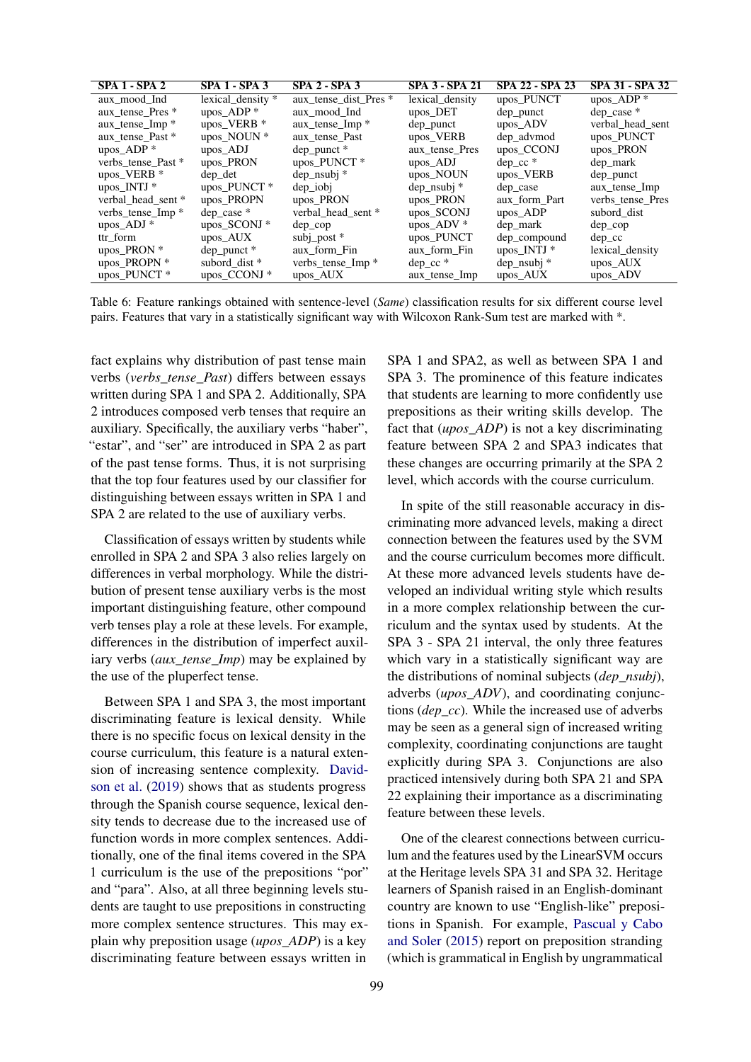| SPA 1 - SPA 2 | SPA 1 - SPA 3 | SPA 2 - SPA 3 | SPA 3 - SPA 21 | SPA 22 - SPA 23 | SPA 31 - SPA 32 |
|---|---|---|---|---|---|
| aux_mood_Ind | lexical_density * | aux_tense_dist_Pres * | lexical_density | upos_PUNCT | upos_ADP * |
| aux_tense_Pres * | upos_ADP * | aux_mood_Ind | upos_DET | dep_punct | dep_case * |
| aux_tense_Imp * | upos_VERB * | aux_tense_Imp * | dep_punct | upos_ADV | verbal_head_sent |
| aux_tense_Past * | upos_NOUN * | aux_tense_Past | upos_VERB | dep_advmod | upos_PUNCT |
| upos_ADP * | upos_ADJ | dep_punct * | aux_tense_Pres | upos_CCONJ | upos_PRON |
| verbs_tense_Past * | upos_PRON | upos_PUNCT * | upos_ADJ | dep_cc * | dep_mark |
| upos_VERB * | dep_det | dep_nsubj * | upos_NOUN | upos_VERB | dep_punct |
| upos_INTJ * | dep_iobj | dep_iobj | dep_nsubj * | dep_case | aux_tense_Imp |
| verbal_head_sent * | upos_PROPN | upos_PRON | upos_PRON | aux_form_Part | verbs_tense_Pres |
| verbs_tense_Imp * | dep_case * | verbal_head_sent * | upos_SCONJ | upos_ADP | subord_dist |
| upos_ADJ * | upos_SCONJ * | dep_cop | upos_ADV * | dep_mark | dep_cop |
| ttr_form | upos_AUX | subj_post * | upos_PUNCT | dep_compound | dep_cc |
| upos_PRON * | dep_punct * | aux_form_Fin | aux_form_Fin | upos_INTJ * | lexical_density |
| upos_PROPN * | subord_dist * | verbs_tense_Imp * | dep_cc * | dep_nsubj * | upos_AUX |
| upos_PUNCT * | upos_CCONJ * | upos_AUX | aux_tense_Imp | upos_AUX | upos_ADV |

Table 6: Feature rankings obtained with sentence-level (*Same*) classification results for six different course level pairs. Features that vary in a statistically significant way with Wilcoxon Rank-Sum test are marked with *.

fact explains why distribution of past tense main verbs (*verbs_tense_Past*) differs between essays written during SPA 1 and SPA 2. Additionally, SPA 2 introduces composed verb tenses that require an auxiliary. Specifically, the auxiliary verbs "haber", "estar", and "ser" are introduced in SPA 2 as part of the past tense forms. Thus, it is not surprising that the top four features used by our classifier for distinguishing between essays written in SPA 1 and SPA 2 are related to the use of auxiliary verbs.

Classification of essays written by students while enrolled in SPA 2 and SPA 3 also relies largely on differences in verbal morphology. While the distribution of present tense auxiliary verbs is the most important distinguishing feature, other compound verb tenses play a role at these levels. For example, differences in the distribution of imperfect auxiliary verbs (*aux_tense_Imp*) may be explained by the use of the pluperfect tense.

Between SPA 1 and SPA 3, the most important discriminating feature is lexical density. While there is no specific focus on lexical density in the course curriculum, this feature is a natural extension of increasing sentence complexity. Davidson et al. (2019) shows that as students progress through the Spanish course sequence, lexical density tends to decrease due to the increased use of function words in more complex sentences. Additionally, one of the final items covered in the SPA 1 curriculum is the use of the prepositions "por" and "para". Also, at all three beginning levels students are taught to use prepositions in constructing more complex sentence structures. This may explain why preposition usage (*upos_ADP*) is a key discriminating feature between essays written in SPA 1 and SPA2, as well as between SPA 1 and SPA 3. The prominence of this feature indicates that students are learning to more confidently use prepositions as their writing skills develop. The fact that (*upos_ADP*) is not a key discriminating feature between SPA 2 and SPA3 indicates that these changes are occurring primarily at the SPA 2 level, which accords with the course curriculum.

In spite of the still reasonable accuracy in discriminating more advanced levels, making a direct connection between the features used by the SVM and the course curriculum becomes more difficult. At these more advanced levels students have developed an individual writing style which results in a more complex relationship between the curriculum and the syntax used by students. At the SPA 3 - SPA 21 interval, the only three features which vary in a statistically significant way are the distributions of nominal subjects (*dep_nsubj*), adverbs (*upos_ADV*), and coordinating conjunctions (*dep_cc*). While the increased use of adverbs may be seen as a general sign of increased writing complexity, coordinating conjunctions are taught explicitly during SPA 3. Conjunctions are also practiced intensively during both SPA 21 and SPA 22 explaining their importance as a discriminating feature between these levels.

One of the clearest connections between curriculum and the features used by the LinearSVM occurs at the Heritage levels SPA 31 and SPA 32. Heritage learners of Spanish raised in an English-dominant country are known to use "English-like" prepositions in Spanish. For example, Pascual y Cabo and Soler (2015) report on preposition stranding (which is grammatical in English by ungrammatical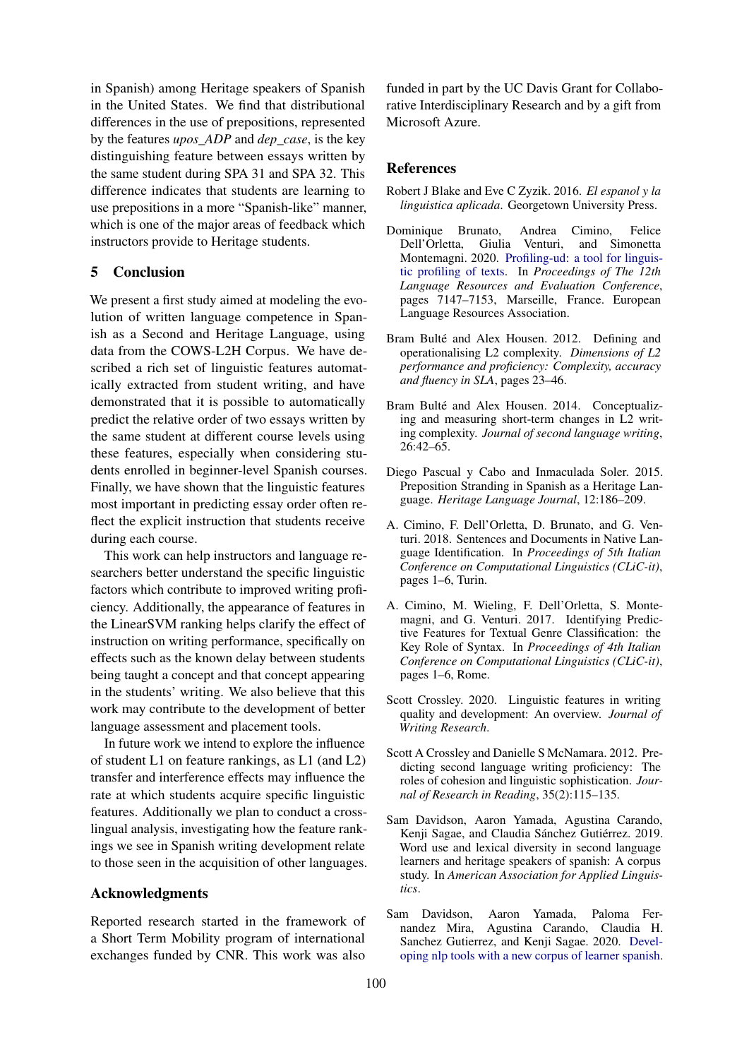in Spanish) among Heritage speakers of Spanish in the United States. We find that distributional differences in the use of prepositions, represented by the features *upos_ADP* and *dep_case*, is the key distinguishing feature between essays written by the same student during SPA 31 and SPA 32. This difference indicates that students are learning to use prepositions in a more "Spanish-like" manner, which is one of the major areas of feedback which instructors provide to Heritage students.

## 5 Conclusion

We present a first study aimed at modeling the evolution of written language competence in Spanish as a Second and Heritage Language, using data from the COWS-L2H Corpus. We have described a rich set of linguistic features automatically extracted from student writing, and have demonstrated that it is possible to automatically predict the relative order of two essays written by the same student at different course levels using these features, especially when considering students enrolled in beginner-level Spanish courses. Finally, we have shown that the linguistic features most important in predicting essay order often reflect the explicit instruction that students receive during each course.

This work can help instructors and language researchers better understand the specific linguistic factors which contribute to improved writing proficiency. Additionally, the appearance of features in the LinearSVM ranking helps clarify the effect of instruction on writing performance, specifically on effects such as the known delay between students being taught a concept and that concept appearing in the students' writing. We also believe that this work may contribute to the development of better language assessment and placement tools.

In future work we intend to explore the influence of student L1 on feature rankings, as L1 (and L2) transfer and interference effects may influence the rate at which students acquire specific linguistic features. Additionally we plan to conduct a cross-lingual analysis, investigating how the feature rankings we see in Spanish writing development relate to those seen in the acquisition of other languages.

## Acknowledgments

Reported research started in the framework of a Short Term Mobility program of international exchanges funded by CNR. This work was also funded in part by the UC Davis Grant for Collaborative Interdisciplinary Research and by a gift from Microsoft Azure.

## References

Robert J Blake and Eve C Zyzik. 2016. *El espanol y la linguistica aplicada*. Georgetown University Press.

Dominique Brunato, Andrea Cimino, Felice Dell'Orletta, Giulia Venturi, and Simonetta Montemagni. 2020. Profiling-ud: a tool for linguistic profiling of texts. In *Proceedings of The 12th Language Resources and Evaluation Conference*, pages 7147–7153, Marseille, France. European Language Resources Association.

Bram Bulté and Alex Housen. 2012. Defining and operationalising L2 complexity. *Dimensions of L2 performance and proficiency: Complexity, accuracy and fluency in SLA*, pages 23–46.

Bram Bulté and Alex Housen. 2014. Conceptualizing and measuring short-term changes in L2 writing complexity. *Journal of second language writing*, 26:42–65.

Diego Pascual y Cabo and Inmaculada Soler. 2015. Preposition Stranding in Spanish as a Heritage Language. *Heritage Language Journal*, 12:186–209.

A. Cimino, F. Dell'Orletta, D. Brunato, and G. Venturi. 2018. Sentences and Documents in Native Language Identification. In *Proceedings of 5th Italian Conference on Computational Linguistics (CLiC-it)*, pages 1–6, Turin.

A. Cimino, M. Wieling, F. Dell'Orletta, S. Montemagni, and G. Venturi. 2017. Identifying Predictive Features for Textual Genre Classification: the Key Role of Syntax. In *Proceedings of 4th Italian Conference on Computational Linguistics (CLiC-it)*, pages 1–6, Rome.

Scott Crossley. 2020. Linguistic features in writing quality and development: An overview. *Journal of Writing Research*.

Scott A Crossley and Danielle S McNamara. 2012. Predicting second language writing proficiency: The roles of cohesion and linguistic sophistication. *Journal of Research in Reading*, 35(2):115–135.

Sam Davidson, Aaron Yamada, Agustina Carando, Kenji Sagae, and Claudia Sánchez Gutiérrez. 2019. Word use and lexical diversity in second language learners and heritage speakers of spanish: A corpus study. In *American Association for Applied Linguistics*.

Sam Davidson, Aaron Yamada, Paloma Fernandez Mira, Agustina Carando, Claudia H. Sanchez Gutierrez, and Kenji Sagae. 2020. Developing nlp tools with a new corpus of learner spanish.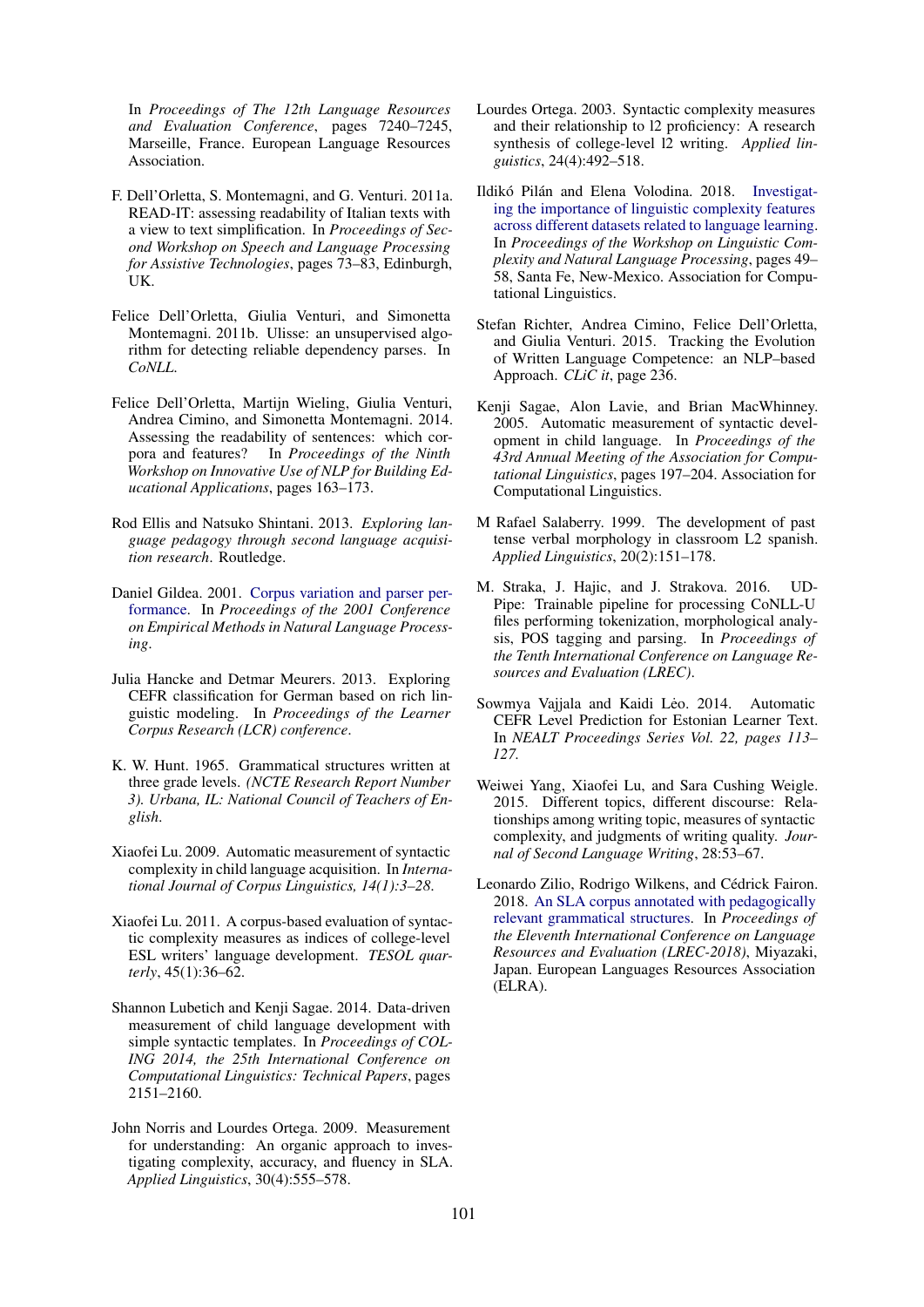In *Proceedings of The 12th Language Resources and Evaluation Conference*, pages 7240–7245, Marseille, France. European Language Resources Association.

F. Dell'Orletta, S. Montemagni, and G. Venturi. 2011a. READ-IT: assessing readability of Italian texts with a view to text simplification. In *Proceedings of Second Workshop on Speech and Language Processing for Assistive Technologies*, pages 73–83, Edinburgh, UK.

Felice Dell'Orletta, Giulia Venturi, and Simonetta Montemagni. 2011b. Ulisse: an unsupervised algorithm for detecting reliable dependency parses. In *CoNLL*.

Felice Dell'Orletta, Martijn Wieling, Giulia Venturi, Andrea Cimino, and Simonetta Montemagni. 2014. Assessing the readability of sentences: which corpora and features? In *Proceedings of the Ninth Workshop on Innovative Use of NLP for Building Educational Applications*, pages 163–173.

Rod Ellis and Natsuko Shintani. 2013. *Exploring language pedagogy through second language acquisition research*. Routledge.

Daniel Gildea. 2001. Corpus variation and parser performance. In *Proceedings of the 2001 Conference on Empirical Methods in Natural Language Processing*.

Julia Hancke and Detmar Meurers. 2013. Exploring CEFR classification for German based on rich linguistic modeling. In *Proceedings of the Learner Corpus Research (LCR) conference*.

K. W. Hunt. 1965. Grammatical structures written at three grade levels. *(NCTE Research Report Number 3). Urbana, IL: National Council of Teachers of English*.

Xiaofei Lu. 2009. Automatic measurement of syntactic complexity in child language acquisition. In *International Journal of Corpus Linguistics, 14(1):3–28.*

Xiaofei Lu. 2011. A corpus-based evaluation of syntactic complexity measures as indices of college-level ESL writers' language development. *TESOL quarterly*, 45(1):36–62.

Shannon Lubetich and Kenji Sagae. 2014. Data-driven measurement of child language development with simple syntactic templates. In *Proceedings of COLING 2014, the 25th International Conference on Computational Linguistics: Technical Papers*, pages 2151–2160.

John Norris and Lourdes Ortega. 2009. Measurement for understanding: An organic approach to investigating complexity, accuracy, and fluency in SLA. *Applied Linguistics*, 30(4):555–578.

Lourdes Ortega. 2003. Syntactic complexity measures and their relationship to l2 proficiency: A research synthesis of college-level l2 writing. *Applied linguistics*, 24(4):492–518.

Ildikó Pilán and Elena Volodina. 2018. Investigating the importance of linguistic complexity features across different datasets related to language learning. In *Proceedings of the Workshop on Linguistic Complexity and Natural Language Processing*, pages 49–58, Santa Fe, New-Mexico. Association for Computational Linguistics.

Stefan Richter, Andrea Cimino, Felice Dell'Orletta, and Giulia Venturi. 2015. Tracking the Evolution of Written Language Competence: an NLP–based Approach. *CLiC it*, page 236.

Kenji Sagae, Alon Lavie, and Brian MacWhinney. 2005. Automatic measurement of syntactic development in child language. In *Proceedings of the 43rd Annual Meeting of the Association for Computational Linguistics*, pages 197–204. Association for Computational Linguistics.

M Rafael Salaberry. 1999. The development of past tense verbal morphology in classroom L2 spanish. *Applied Linguistics*, 20(2):151–178.

M. Straka, J. Hajic, and J. Strakova. 2016. UDPipe: Trainable pipeline for processing CoNLL-U files performing tokenization, morphological analysis, POS tagging and parsing. In *Proceedings of the Tenth International Conference on Language Resources and Evaluation (LREC)*.

Sowmya Vajjala and Kaidi Lėo. 2014. Automatic CEFR Level Prediction for Estonian Learner Text. In *NEALT Proceedings Series Vol. 22, pages 113–127.*

Weiwei Yang, Xiaofei Lu, and Sara Cushing Weigle. 2015. Different topics, different discourse: Relationships among writing topic, measures of syntactic complexity, and judgments of writing quality. *Journal of Second Language Writing*, 28:53–67.

Leonardo Zilio, Rodrigo Wilkens, and Cédrick Fairon. 2018. An SLA corpus annotated with pedagogically relevant grammatical structures. In *Proceedings of the Eleventh International Conference on Language Resources and Evaluation (LREC-2018)*, Miyazaki, Japan. European Languages Resources Association (ELRA).